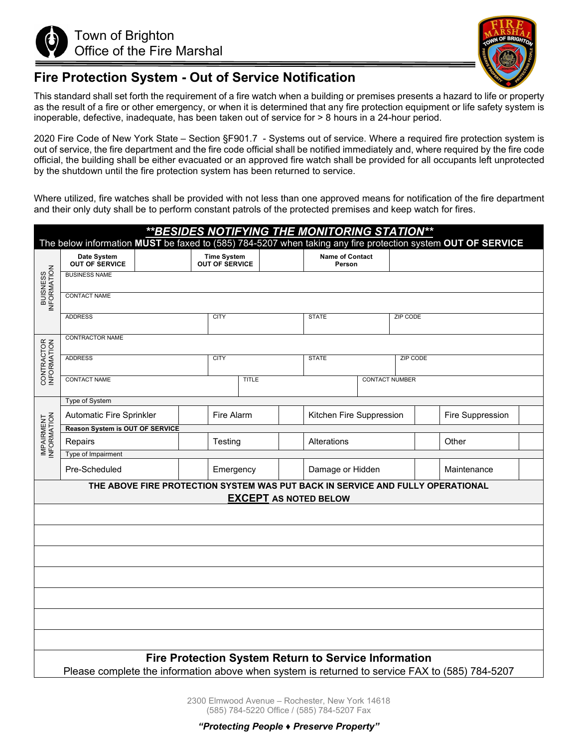Town of Brighton
Office of the Fire Marshal

# Fire Protection System - Out of Service Notification

This standard shall set forth the requirement of a fire watch when a building or premises presents a hazard to life or property as the result of a fire or other emergency, or when it is determined that any fire protection equipment or life safety system is inoperable, defective, inadequate, has been taken out of service for > 8 hours in a 24-hour period.

2020 Fire Code of New York State – Section §F901.7 - Systems out of service. Where a required fire protection system is out of service, the fire department and the fire code official shall be notified immediately and, where required by the fire code official, the building shall be either evacuated or an approved fire watch shall be provided for all occupants left unprotected by the shutdown until the fire protection system has been returned to service.

Where utilized, fire watches shall be provided with not less than one approved means for notification of the fire department and their only duty shall be to perform constant patrols of the protected premises and keep watch for fires.

***\*\*BESIDES NOTIFYING THE MONITORING STATION\*\****

The below information **MUST** be faxed to (585) 784-5207 when taking any fire protection system **OUT OF SERVICE**

| | | | | | | | | |
|---|---|---|---|---|---|---|---|---|
| | **Date System OUT OF SERVICE** | | **Time System OUT OF SERVICE** | | **Name of Contact Person** | | | |
| BUISNESS INFORMATION | BUSINESS NAME | | | | | | | |
| | CONTACT NAME | | | | | | | |
| | ADDRESS | | CITY | | STATE | | ZIP CODE | |
| CONTRACTOR INFORMATION | CONTRACTOR NAME | | | | | | | |
| | ADDRESS | | CITY | | STATE | | ZIP CODE | |
| | CONTACT NAME | | TITLE | | CONTACT NUMBER | | | |
| IMPAIRMENT INFORMATION | Type of System | | | | | | | |
| | Automatic Fire Sprinkler | | Fire Alarm | | Kitchen Fire Suppression | | Fire Suppression | |
| | **Reason System is OUT OF SERVICE** | | | | | | | |
| | Repairs | | Testing | | Alterations | | Other | |
| | Type of Impairment | | | | | | | |
| | Pre-Scheduled | | Emergency | | Damage or Hidden | | Maintenance | |

**THE ABOVE FIRE PROTECTION SYSTEM WAS PUT BACK IN SERVICE AND FULLY OPERATIONAL <u>EXCEPT</u> AS NOTED BELOW**

| |
|---|
| |
| |
| |
| |
| |
| |
| |

**Fire Protection System Return to Service Information**

Please complete the information above when system is returned to service FAX to (585) 784-5207

2300 Elmwood Avenue – Rochester, New York 14618
(585) 784-5220 Office / (585) 784-5207 Fax

***"Protecting People ♦ Preserve Property"***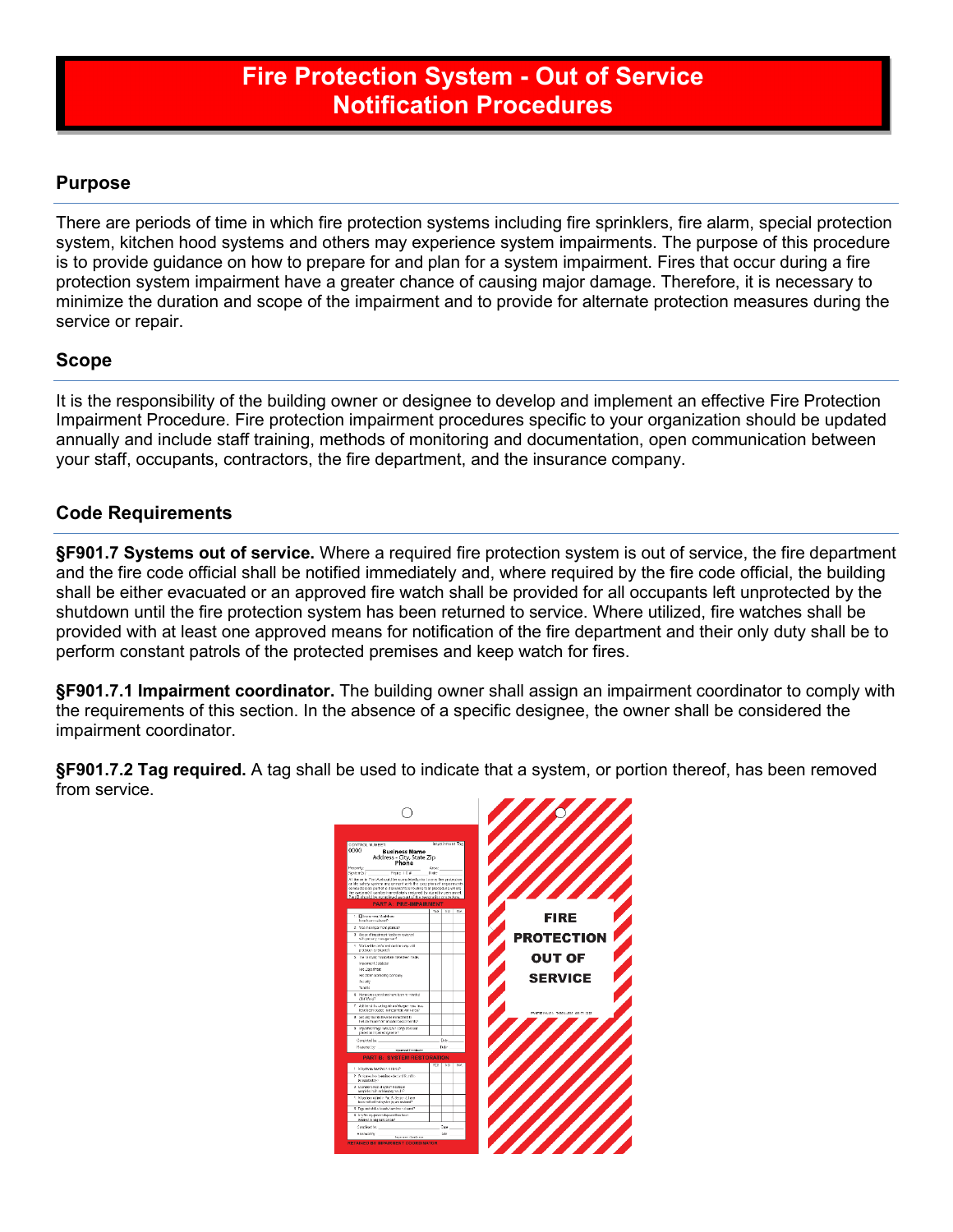# Fire Protection System - Out of Service Notification Procedures

## Purpose

There are periods of time in which fire protection systems including fire sprinklers, fire alarm, special protection system, kitchen hood systems and others may experience system impairments. The purpose of this procedure is to provide guidance on how to prepare for and plan for a system impairment. Fires that occur during a fire protection system impairment have a greater chance of causing major damage. Therefore, it is necessary to minimize the duration and scope of the impairment and to provide for alternate protection measures during the service or repair.

## Scope

It is the responsibility of the building owner or designee to develop and implement an effective Fire Protection Impairment Procedure. Fire protection impairment procedures specific to your organization should be updated annually and include staff training, methods of monitoring and documentation, open communication between your staff, occupants, contractors, the fire department, and the insurance company.

## Code Requirements

**§F901.7 Systems out of service.** Where a required fire protection system is out of service, the fire department and the fire code official shall be notified immediately and, where required by the fire code official, the building shall be either evacuated or an approved fire watch shall be provided for all occupants left unprotected by the shutdown until the fire protection system has been returned to service. Where utilized, fire watches shall be provided with at least one approved means for notification of the fire department and their only duty shall be to perform constant patrols of the protected premises and keep watch for fires.

**§F901.7.1 Impairment coordinator.** The building owner shall assign an impairment coordinator to comply with the requirements of this section. In the absence of a specific designee, the owner shall be considered the impairment coordinator.

**§F901.7.2 Tag required.** A tag shall be used to indicate that a system, or portion thereof, has been removed from service.

FIRE PROTECTION OUT OF SERVICE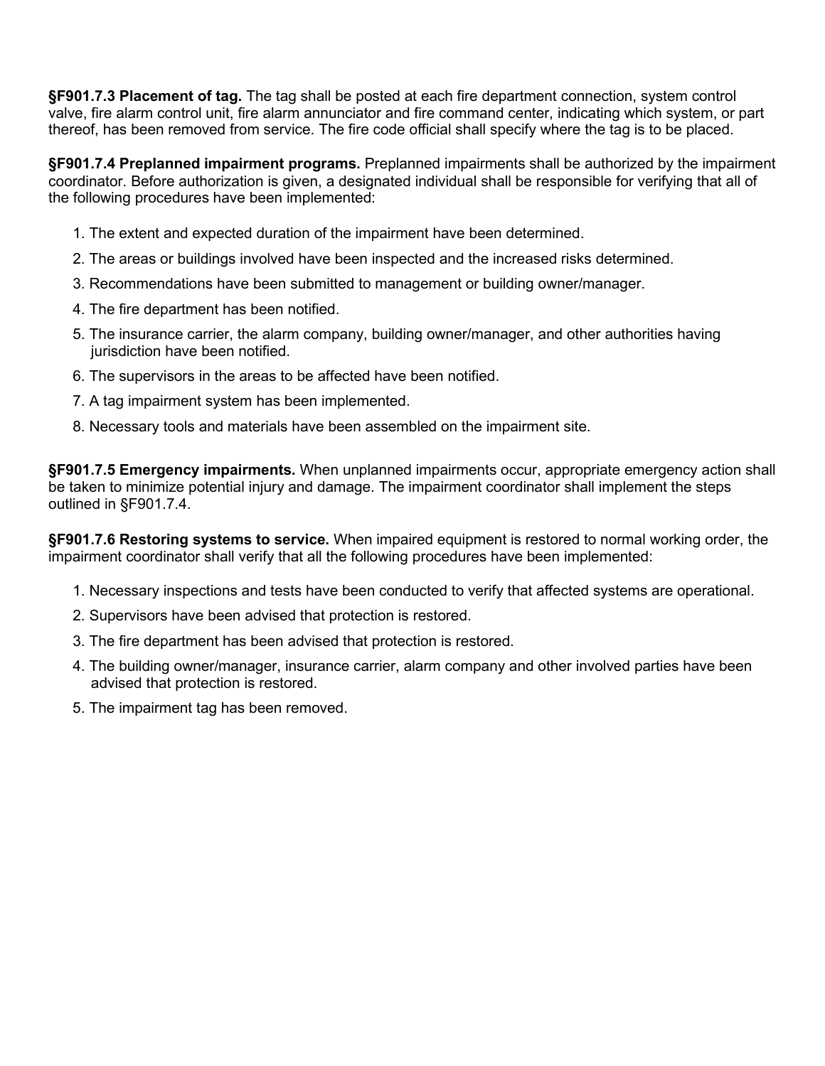**§F901.7.3 Placement of tag.** The tag shall be posted at each fire department connection, system control valve, fire alarm control unit, fire alarm annunciator and fire command center, indicating which system, or part thereof, has been removed from service. The fire code official shall specify where the tag is to be placed.

**§F901.7.4 Preplanned impairment programs.** Preplanned impairments shall be authorized by the impairment coordinator. Before authorization is given, a designated individual shall be responsible for verifying that all of the following procedures have been implemented:

1. The extent and expected duration of the impairment have been determined.
2. The areas or buildings involved have been inspected and the increased risks determined.
3. Recommendations have been submitted to management or building owner/manager.
4. The fire department has been notified.
5. The insurance carrier, the alarm company, building owner/manager, and other authorities having jurisdiction have been notified.
6. The supervisors in the areas to be affected have been notified.
7. A tag impairment system has been implemented.
8. Necessary tools and materials have been assembled on the impairment site.

**§F901.7.5 Emergency impairments.** When unplanned impairments occur, appropriate emergency action shall be taken to minimize potential injury and damage. The impairment coordinator shall implement the steps outlined in §F901.7.4.

**§F901.7.6 Restoring systems to service.** When impaired equipment is restored to normal working order, the impairment coordinator shall verify that all the following procedures have been implemented:

1. Necessary inspections and tests have been conducted to verify that affected systems are operational.
2. Supervisors have been advised that protection is restored.
3. The fire department has been advised that protection is restored.
4. The building owner/manager, insurance carrier, alarm company and other involved parties have been advised that protection is restored.
5. The impairment tag has been removed.